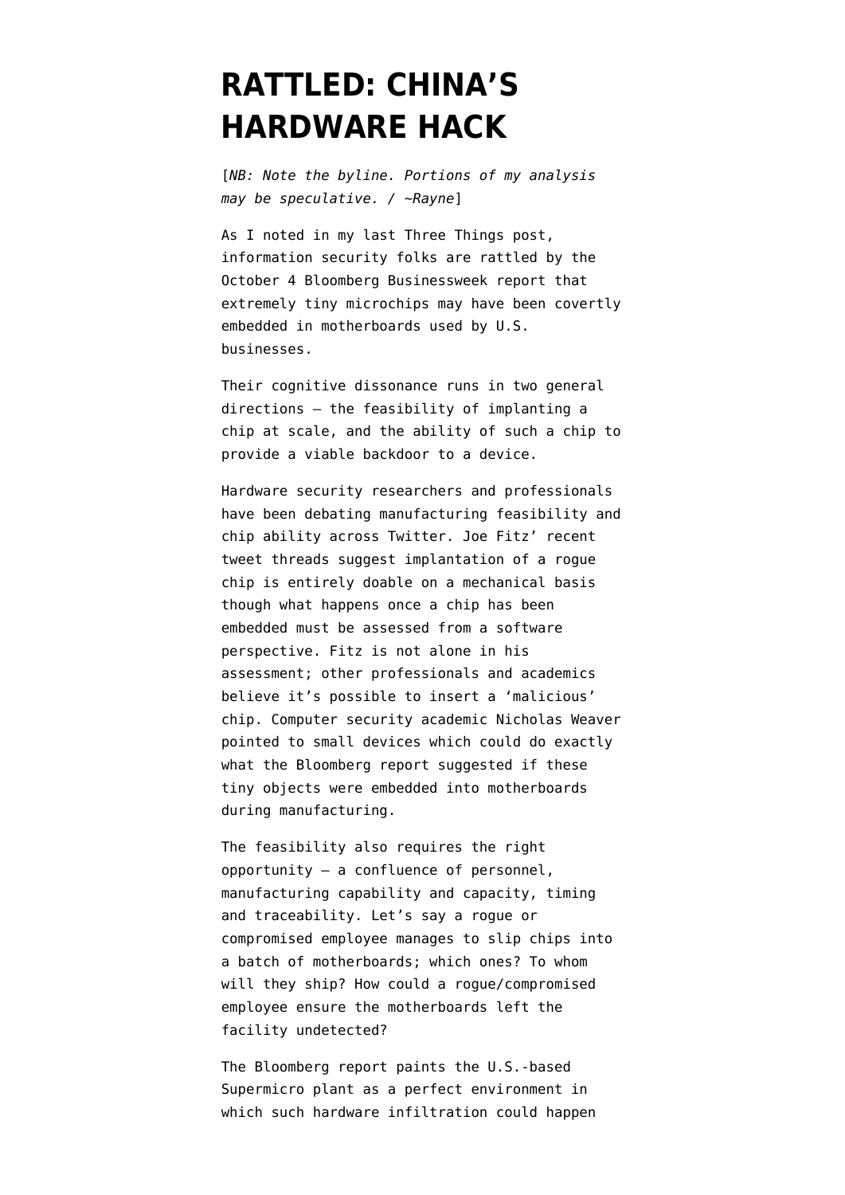# RATTLED: CHINA'S HARDWARE HACK

[*NB: Note the byline. Portions of my analysis may be speculative. / ~Rayne*]

As I noted in my last Three Things post, information security folks are rattled by the October 4 Bloomberg Businessweek report that extremely tiny microchips may have been covertly embedded in motherboards used by U.S. businesses.

Their cognitive dissonance runs in two general directions — the feasibility of implanting a chip at scale, and the ability of such a chip to provide a viable backdoor to a device.

Hardware security researchers and professionals have been debating manufacturing feasibility and chip ability across Twitter. Joe Fitz' recent tweet threads suggest implantation of a rogue chip is entirely doable on a mechanical basis though what happens once a chip has been embedded must be assessed from a software perspective. Fitz is not alone in his assessment; other professionals and academics believe it's possible to insert a 'malicious' chip. Computer security academic Nicholas Weaver pointed to small devices which could do exactly what the Bloomberg report suggested if these tiny objects were embedded into motherboards during manufacturing.

The feasibility also requires the right opportunity — a confluence of personnel, manufacturing capability and capacity, timing and traceability. Let's say a rogue or compromised employee manages to slip chips into a batch of motherboards; which ones? To whom will they ship? How could a rogue/compromised employee ensure the motherboards left the facility undetected?

The Bloomberg report paints the U.S.-based Supermicro plant as a perfect environment in which such hardware infiltration could happen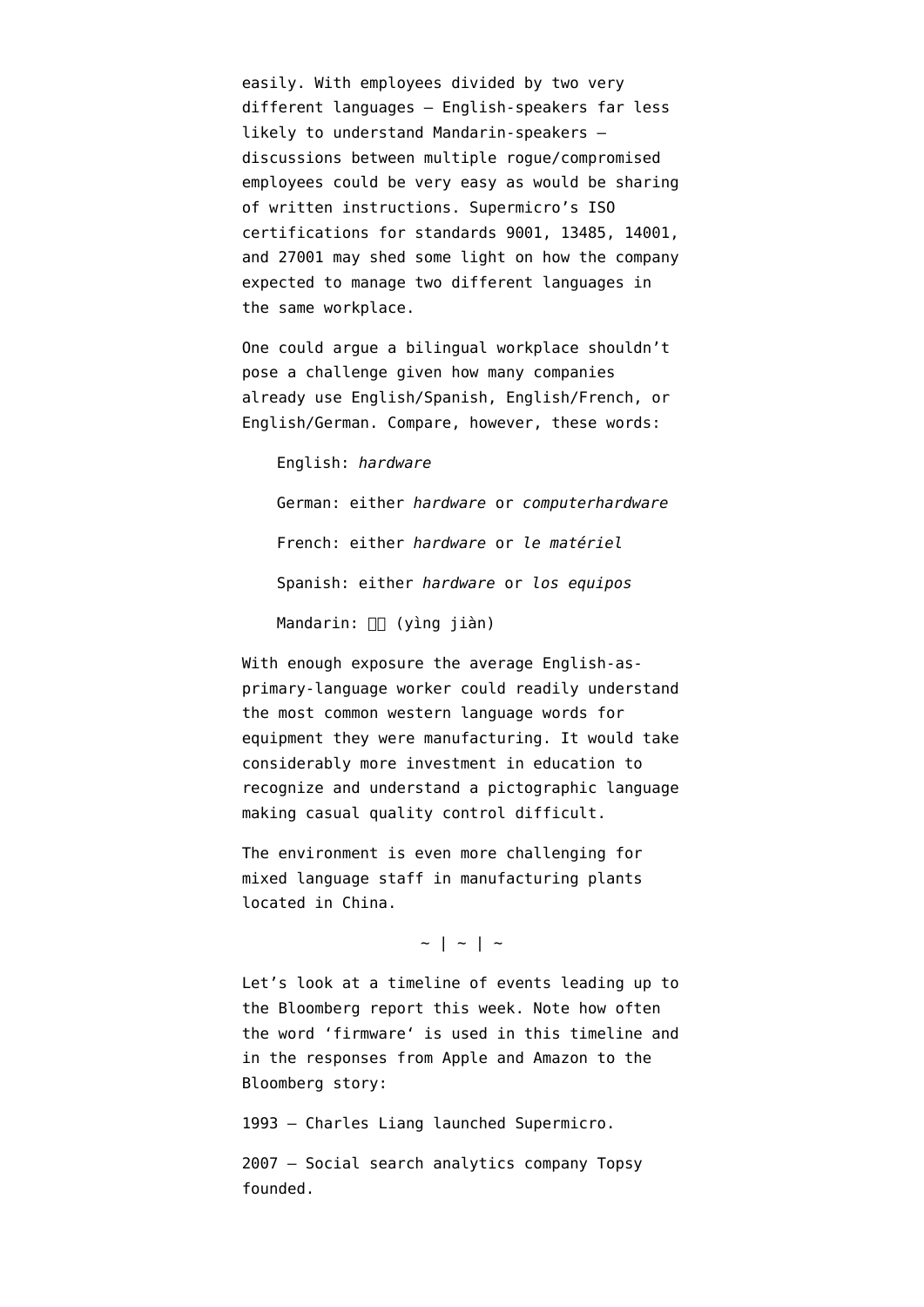easily. With employees divided by two very different languages — English-speakers far less likely to understand Mandarin-speakers — discussions between multiple rogue/compromised employees could be very easy as would be sharing of written instructions. Supermicro's ISO certifications for standards 9001, 13485, 14001, and 27001 may shed some light on how the company expected to manage two different languages in the same workplace.

One could argue a bilingual workplace shouldn't pose a challenge given how many companies already use English/Spanish, English/French, or English/German. Compare, however, these words:

> English: *hardware*
>
> German: either *hardware* or *computerhardware*
>
> French: either *hardware* or *le matériel*
>
> Spanish: either *hardware* or *los equipos*
>
> Mandarin: □□ (yìng jiàn)

With enough exposure the average English-as-primary-language worker could readily understand the most common western language words for equipment they were manufacturing. It would take considerably more investment in education to recognize and understand a pictographic language making casual quality control difficult.

The environment is even more challenging for mixed language staff in manufacturing plants located in China.

~ | ~ | ~

Let's look at a timeline of events leading up to the Bloomberg report this week. Note how often the word 'firmware' is used in this timeline and in the responses from Apple and Amazon to the Bloomberg story:

1993 — Charles Liang launched Supermicro.

2007 — Social search analytics company Topsy founded.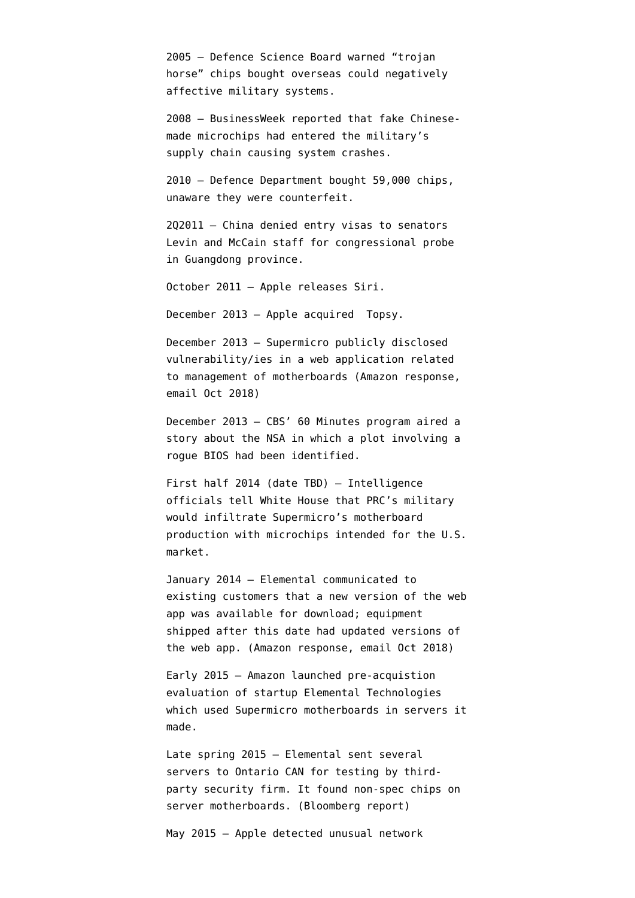2005 – Defence Science Board warned "trojan horse" chips bought overseas could negatively affective military systems.

2008 – BusinessWeek reported that fake Chinese-made microchips had entered the military's supply chain causing system crashes.

2010 – Defence Department bought 59,000 chips, unaware they were counterfeit.

2Q2011 – China denied entry visas to senators Levin and McCain staff for congressional probe in Guangdong province.

October 2011 – Apple releases Siri.

December 2013 – Apple acquired Topsy.

December 2013 – Supermicro publicly disclosed vulnerability/ies in a web application related to management of motherboards (Amazon response, email Oct 2018)

December 2013 – CBS' 60 Minutes program aired a story about the NSA in which a plot involving a rogue BIOS had been identified.

First half 2014 (date TBD) – Intelligence officials tell White House that PRC's military would infiltrate Supermicro's motherboard production with microchips intended for the U.S. market.

January 2014 – Elemental communicated to existing customers that a new version of the web app was available for download; equipment shipped after this date had updated versions of the web app. (Amazon response, email Oct 2018)

Early 2015 – Amazon launched pre-acquistion evaluation of startup Elemental Technologies which used Supermicro motherboards in servers it made.

Late spring 2015 – Elemental sent several servers to Ontario CAN for testing by third-party security firm. It found non-spec chips on server motherboards. (Bloomberg report)

May 2015 – Apple detected unusual network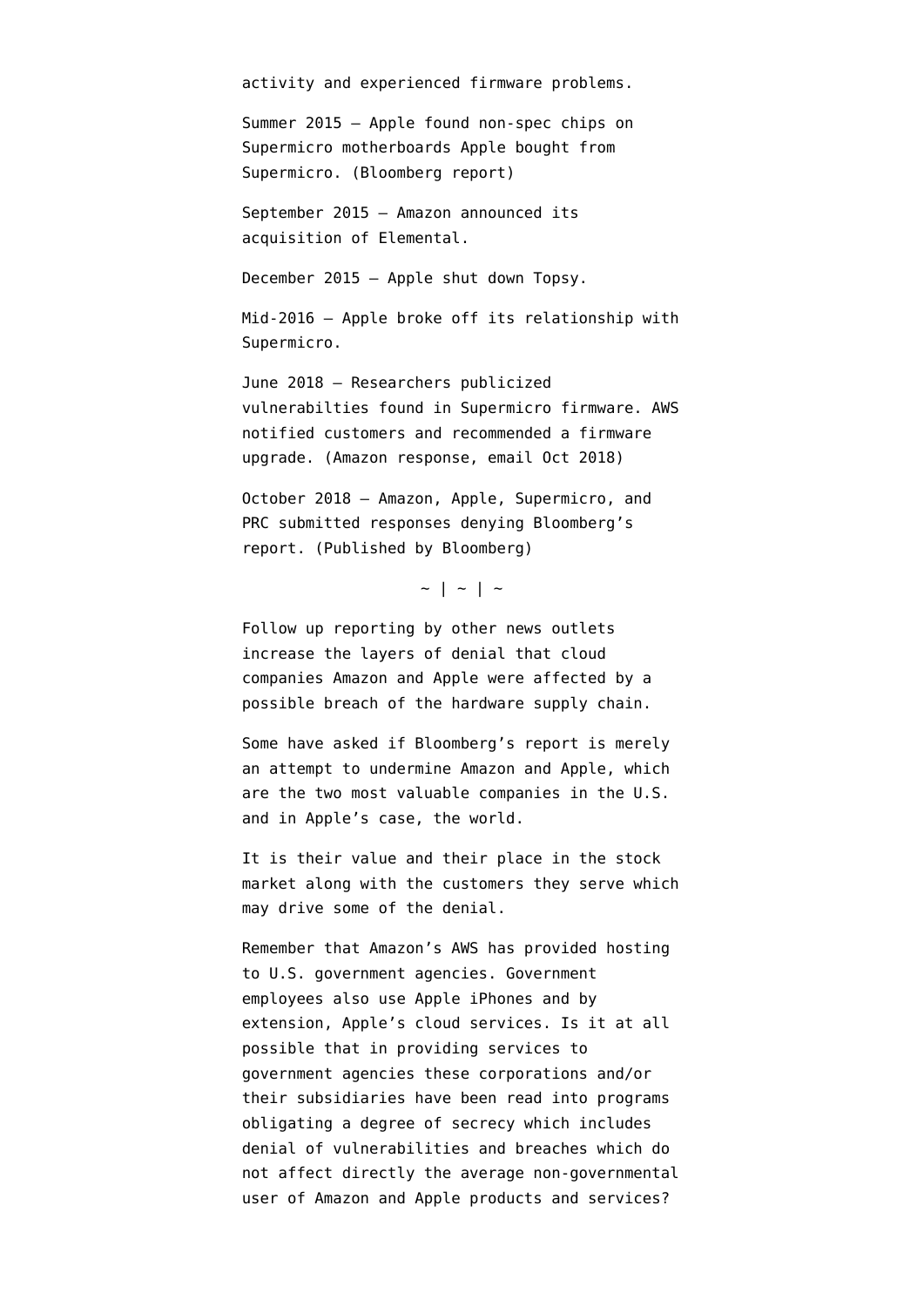activity and experienced firmware problems.

Summer 2015 – Apple found non-spec chips on Supermicro motherboards Apple bought from Supermicro. (Bloomberg report)

September 2015 – Amazon announced its acquisition of Elemental.

December 2015 – Apple shut down Topsy.

Mid-2016 – Apple broke off its relationship with Supermicro.

June 2018 – Researchers publicized vulnerabilties found in Supermicro firmware. AWS notified customers and recommended a firmware upgrade. (Amazon response, email Oct 2018)

October 2018 – Amazon, Apple, Supermicro, and PRC submitted responses denying Bloomberg's report. (Published by Bloomberg)

~ | ~ | ~

Follow up reporting by other news outlets increase the layers of denial that cloud companies Amazon and Apple were affected by a possible breach of the hardware supply chain.

Some have asked if Bloomberg's report is merely an attempt to undermine Amazon and Apple, which are the two most valuable companies in the U.S. and in Apple's case, the world.

It is their value and their place in the stock market along with the customers they serve which may drive some of the denial.

Remember that Amazon's AWS has provided hosting to U.S. government agencies. Government employees also use Apple iPhones and by extension, Apple's cloud services. Is it at all possible that in providing services to government agencies these corporations and/or their subsidiaries have been read into programs obligating a degree of secrecy which includes denial of vulnerabilities and breaches which do not affect directly the average non-governmental user of Amazon and Apple products and services?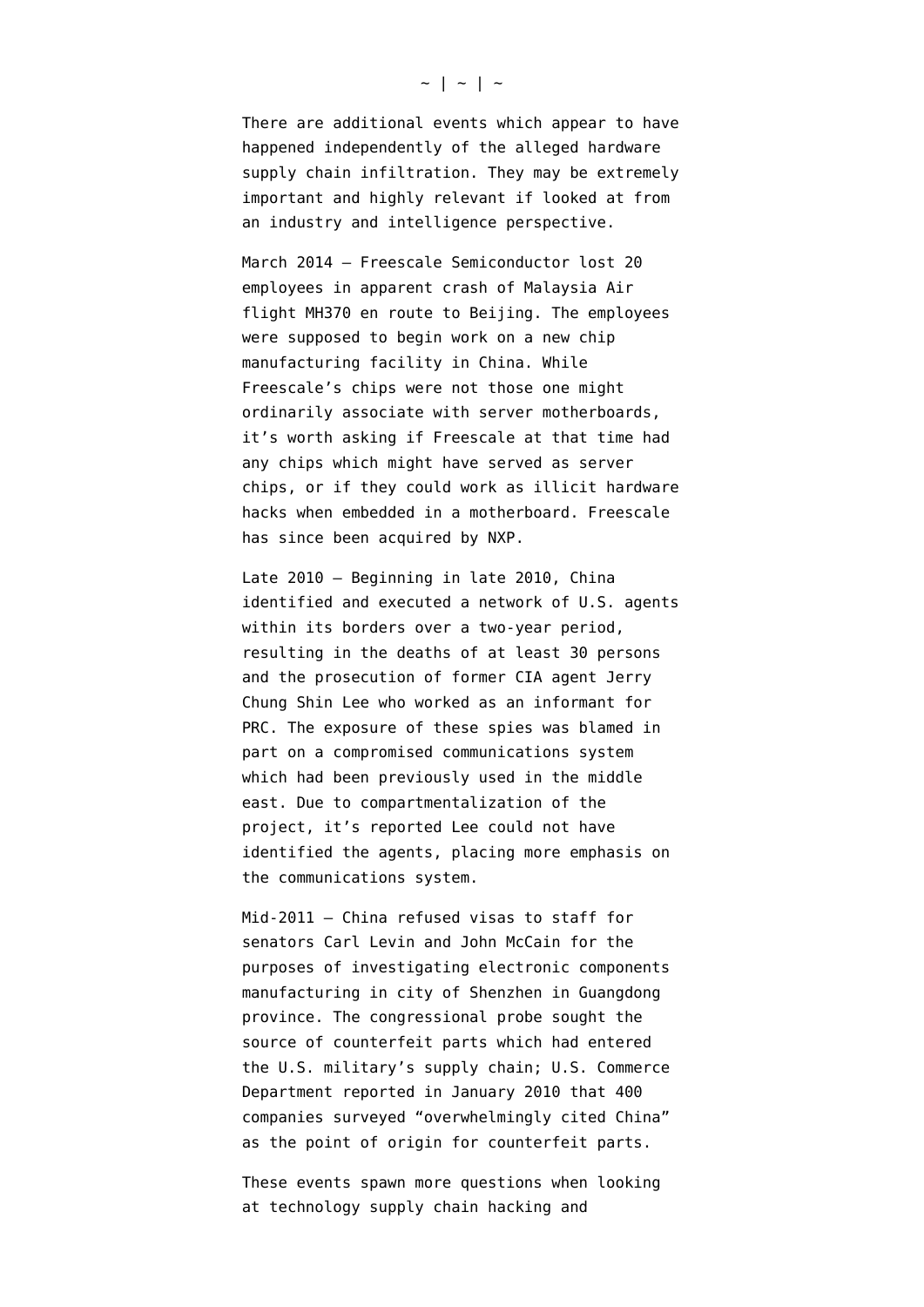~ | ~ | ~

There are additional events which appear to have happened independently of the alleged hardware supply chain infiltration. They may be extremely important and highly relevant if looked at from an industry and intelligence perspective.

March 2014 — Freescale Semiconductor lost 20 employees in apparent crash of Malaysia Air flight MH370 en route to Beijing. The employees were supposed to begin work on a new chip manufacturing facility in China. While Freescale's chips were not those one might ordinarily associate with server motherboards, it's worth asking if Freescale at that time had any chips which might have served as server chips, or if they could work as illicit hardware hacks when embedded in a motherboard. Freescale has since been acquired by NXP.

Late 2010 — Beginning in late 2010, China identified and executed a network of U.S. agents within its borders over a two-year period, resulting in the deaths of at least 30 persons and the prosecution of former CIA agent Jerry Chung Shin Lee who worked as an informant for PRC. The exposure of these spies was blamed in part on a compromised communications system which had been previously used in the middle east. Due to compartmentalization of the project, it's reported Lee could not have identified the agents, placing more emphasis on the communications system.

Mid-2011 — China refused visas to staff for senators Carl Levin and John McCain for the purposes of investigating electronic components manufacturing in city of Shenzhen in Guangdong province. The congressional probe sought the source of counterfeit parts which had entered the U.S. military's supply chain; U.S. Commerce Department reported in January 2010 that 400 companies surveyed "overwhelmingly cited China" as the point of origin for counterfeit parts.

These events spawn more questions when looking at technology supply chain hacking and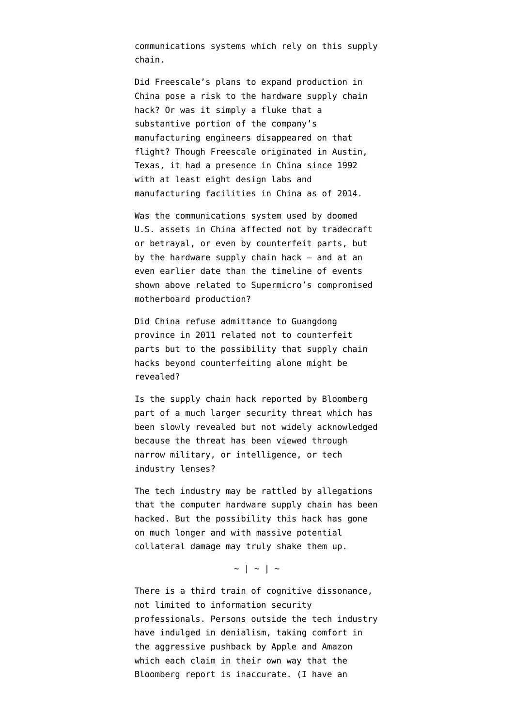communications systems which rely on this supply chain.

Did Freescale's plans to expand production in China pose a risk to the hardware supply chain hack? Or was it simply a fluke that a substantive portion of the company's manufacturing engineers disappeared on that flight? Though Freescale originated in Austin, Texas, it had a presence in China since 1992 with at least eight design labs and manufacturing facilities in China as of 2014.

Was the communications system used by doomed U.S. assets in China affected not by tradecraft or betrayal, or even by counterfeit parts, but by the hardware supply chain hack — and at an even earlier date than the timeline of events shown above related to Supermicro's compromised motherboard production?

Did China refuse admittance to Guangdong province in 2011 related not to counterfeit parts but to the possibility that supply chain hacks beyond counterfeiting alone might be revealed?

Is the supply chain hack reported by Bloomberg part of a much larger security threat which has been slowly revealed but not widely acknowledged because the threat has been viewed through narrow military, or intelligence, or tech industry lenses?

The tech industry may be rattled by allegations that the computer hardware supply chain has been hacked. But the possibility this hack has gone on much longer and with massive potential collateral damage may truly shake them up.

~ | ~ | ~

There is a third train of cognitive dissonance, not limited to information security professionals. Persons outside the tech industry have indulged in denialism, taking comfort in the aggressive pushback by Apple and Amazon which each claim in their own way that the Bloomberg report is inaccurate. (I have an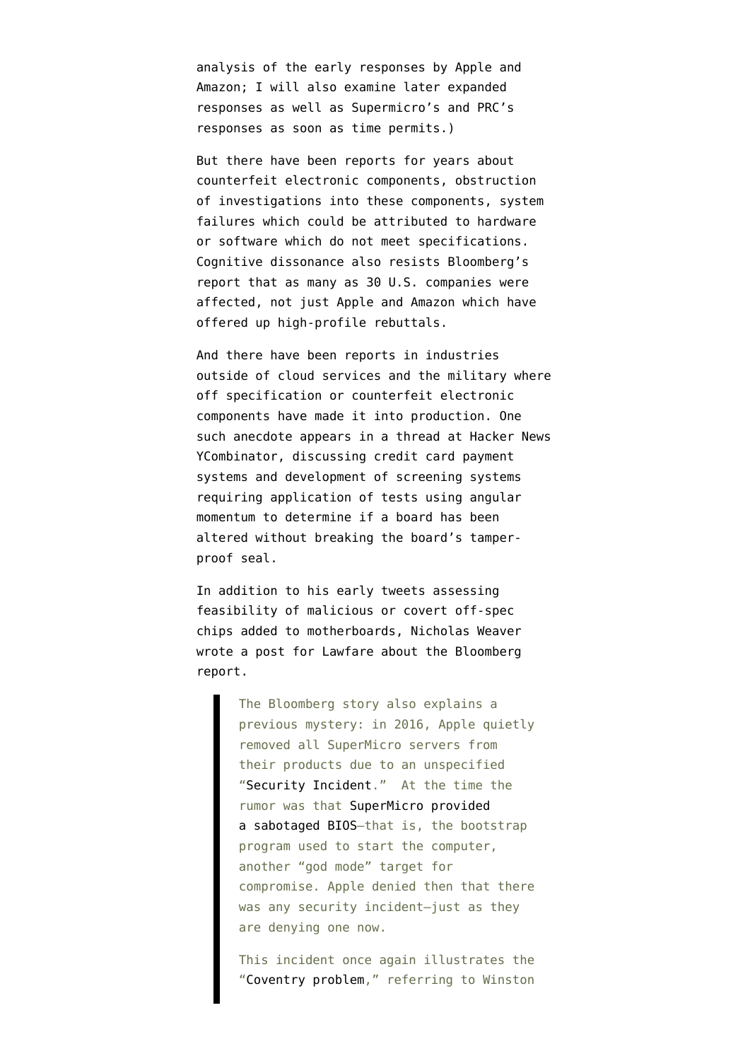analysis of the early responses by Apple and Amazon; I will also examine later expanded responses as well as Supermicro's and PRC's responses as soon as time permits.)

But there have been reports for years about counterfeit electronic components, obstruction of investigations into these components, system failures which could be attributed to hardware or software which do not meet specifications. Cognitive dissonance also resists Bloomberg's report that as many as 30 U.S. companies were affected, not just Apple and Amazon which have offered up high-profile rebuttals.

And there have been reports in industries outside of cloud services and the military where off specification or counterfeit electronic components have made it into production. One such anecdote appears in a thread at Hacker News YCombinator, discussing credit card payment systems and development of screening systems requiring application of tests using angular momentum to determine if a board has been altered without breaking the board's tamper-proof seal.

In addition to his early tweets assessing feasibility of malicious or covert off-spec chips added to motherboards, Nicholas Weaver wrote a post for Lawfare about the Bloomberg report.

> The Bloomberg story also explains a previous mystery: in 2016, Apple quietly removed all SuperMicro servers from their products due to an unspecified "Security Incident." At the time the rumor was that SuperMicro provided a sabotaged BIOS—that is, the bootstrap program used to start the computer, another "god mode" target for compromise. Apple denied then that there was any security incident—just as they are denying one now.
>
> This incident once again illustrates the "Coventry problem," referring to Winston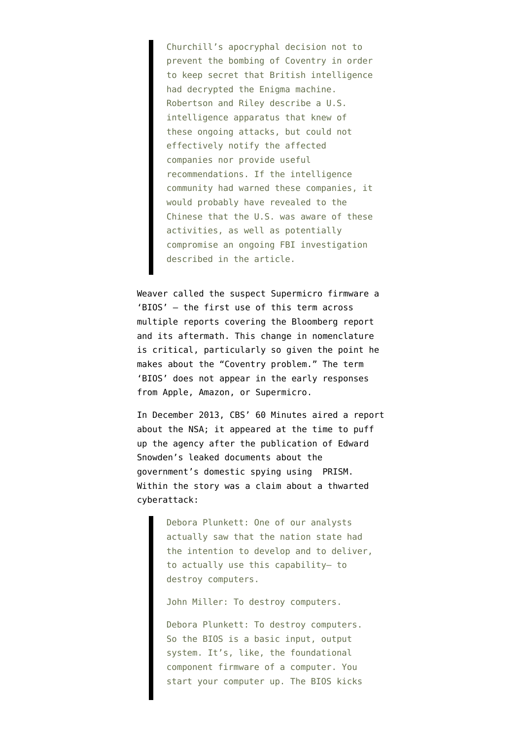> Churchill's apocryphal decision not to prevent the bombing of Coventry in order to keep secret that British intelligence had decrypted the Enigma machine. Robertson and Riley describe a U.S. intelligence apparatus that knew of these ongoing attacks, but could not effectively notify the affected companies nor provide useful recommendations. If the intelligence community had warned these companies, it would probably have revealed to the Chinese that the U.S. was aware of these activities, as well as potentially compromise an ongoing FBI investigation described in the article.

Weaver called the suspect Supermicro firmware a 'BIOS' — the first use of this term across multiple reports covering the Bloomberg report and its aftermath. This change in nomenclature is critical, particularly so given the point he makes about the "Coventry problem." The term 'BIOS' does not appear in the early responses from Apple, Amazon, or Supermicro.

In December 2013, CBS' 60 Minutes aired a report about the NSA; it appeared at the time to puff up the agency after the publication of Edward Snowden's leaked documents about the government's domestic spying using PRISM. Within the story was a claim about a thwarted cyberattack:

> Debora Plunkett: One of our analysts actually saw that the nation state had the intention to develop and to deliver, to actually use this capability— to destroy computers.
>
> John Miller: To destroy computers.
>
> Debora Plunkett: To destroy computers. So the BIOS is a basic input, output system. It's, like, the foundational component firmware of a computer. You start your computer up. The BIOS kicks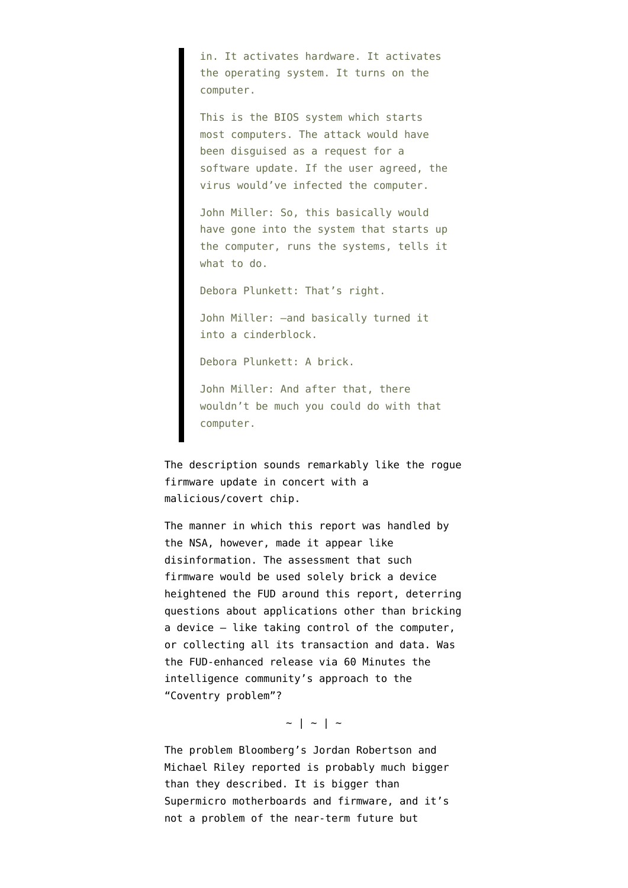> in. It activates hardware. It activates the operating system. It turns on the computer.
>
> This is the BIOS system which starts most computers. The attack would have been disguised as a request for a software update. If the user agreed, the virus would've infected the computer.
>
> John Miller: So, this basically would have gone into the system that starts up the computer, runs the systems, tells it what to do.
>
> Debora Plunkett: That's right.
>
> John Miller: —and basically turned it into a cinderblock.
>
> Debora Plunkett: A brick.
>
> John Miller: And after that, there wouldn't be much you could do with that computer.

The description sounds remarkably like the rogue firmware update in concert with a malicious/covert chip.

The manner in which this report was handled by the NSA, however, made it appear like disinformation. The assessment that such firmware would be used solely brick a device heightened the FUD around this report, deterring questions about applications other than bricking a device — like taking control of the computer, or collecting all its transaction and data. Was the FUD-enhanced release via 60 Minutes the intelligence community's approach to the "Coventry problem"?

~ | ~ | ~

The problem Bloomberg's Jordan Robertson and Michael Riley reported is probably much bigger than they described. It is bigger than Supermicro motherboards and firmware, and it's not a problem of the near-term future but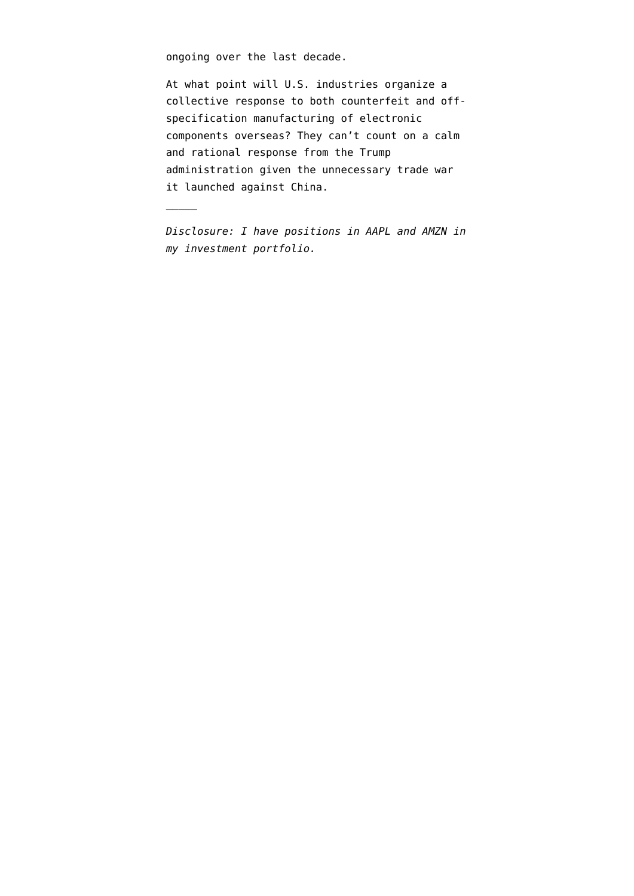ongoing over the last decade.

At what point will U.S. industries organize a collective response to both counterfeit and off-specification manufacturing of electronic components overseas? They can't count on a calm and rational response from the Trump administration given the unnecessary trade war it launched against China.

---

*Disclosure: I have positions in AAPL and AMZN in my investment portfolio.*